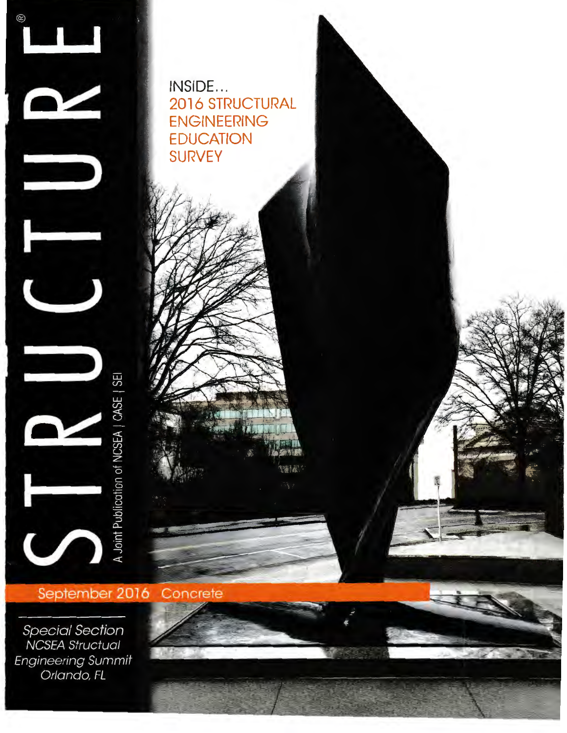# STRUCTURE®

A Joint Publication of NCSEA | CASE | SEI

INSIDE...
2016 STRUCTURAL ENGINEERING EDUCATION SURVEY

September 2016 Concrete

*Special Section*
*NCSEA Structual Engineering Summit*
*Orlando, FL*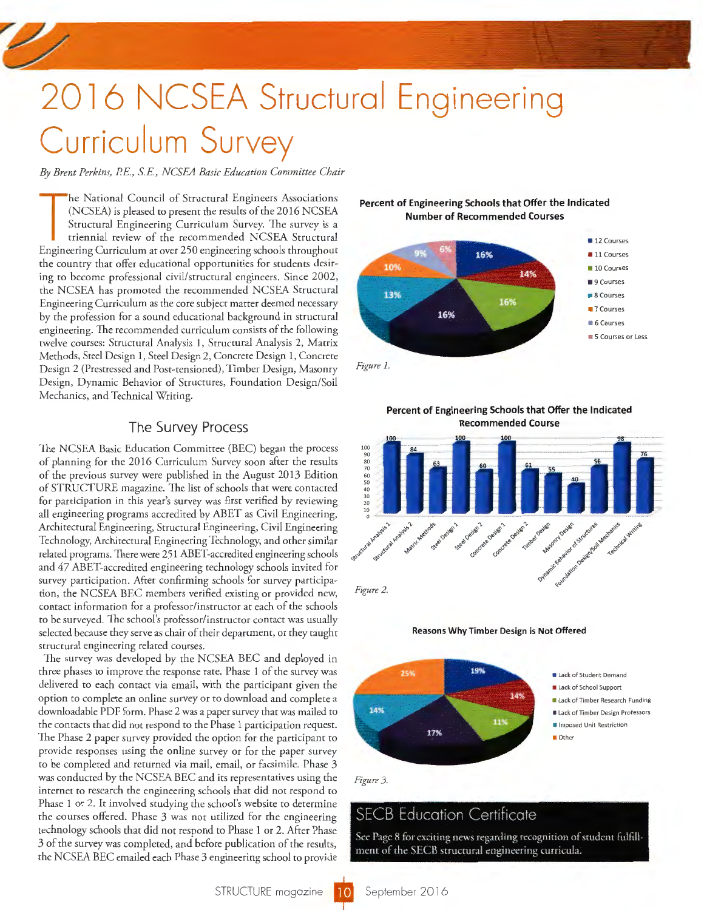# 2016 NCSEA Structural Engineering Curriculum Survey

*By Brent Perkins, P.E., S.E., NCSEA Basic Education Committee Chair*

The National Council of Structural Engineers Associations (NCSEA) is pleased to present the results of the 2016 NCSEA Structural Engineering Curriculum Survey. The survey is a triennial review of the recommended NCSEA Structural Engineering Curriculum at over 250 engineering schools throughout the country that offer educational opportunities for students desiring to become professional civil/structural engineers. Since 2002, the NCSEA has promoted the recommended NCSEA Structural Engineering Curriculum as the core subject matter deemed necessary by the profession for a sound educational background in structural engineering. The recommended curriculum consists of the following twelve courses: Structural Analysis 1, Structural Analysis 2, Matrix Methods, Steel Design 1, Steel Design 2, Concrete Design 1, Concrete Design 2 (Prestressed and Post-tensioned), Timber Design, Masonry Design, Dynamic Behavior of Structures, Foundation Design/Soil Mechanics, and Technical Writing.

## The Survey Process

The NCSEA Basic Education Committee (BEC) began the process of planning for the 2016 Curriculum Survey soon after the results of the previous survey were published in the August 2013 Edition of STRUCTURE magazine. The list of schools that were contacted for participation in this year's survey was first verified by reviewing all engineering programs accredited by ABET as Civil Engineering, Architectural Engineering, Structural Engineering, Civil Engineering Technology, Architectural Engineering Technology, and other similar related programs. There were 251 ABET-accredited engineering schools and 47 ABET-accredited engineering technology schools invited for survey participation. After confirming schools for survey participation, the NCSEA BEC members verified existing or provided new, contact information for a professor/instructor at each of the schools to be surveyed. The school's professor/instructor contact was usually selected because they serve as chair of their department, or they taught structural engineering related courses.

The survey was developed by the NCSEA BEC and deployed in three phases to improve the response rate. Phase 1 of the survey was delivered to each contact via email, with the participant given the option to complete an online survey or to download and complete a downloadable PDF form. Phase 2 was a paper survey that was mailed to the contacts that did not respond to the Phase 1 participation request. The Phase 2 paper survey provided the option for the participant to provide responses using the online survey or for the paper survey to be completed and returned via mail, email, or facsimile. Phase 3 was conducted by the NCSEA BEC and its representatives using the internet to research the engineering schools that did not respond to Phase 1 or 2. It involved studying the school's website to determine the courses offered. Phase 3 was not utilized for the engineering technology schools that did not respond to Phase 1 or 2. After Phase 3 of the survey was completed, and before publication of the results, the NCSEA BEC emailed each Phase 3 engineering school to provide

**Percent of Engineering Schools that Offer the Indicated Number of Recommended Courses**

| Number of Courses | Percent |
|---|---|
| 12 Courses | 16% |
| 11 Courses | 14% |
| 10 Courses | 16% |
| 9 Courses | 16% |
| 8 Courses | 13% |
| 7 Courses | 10% |
| 6 Courses | 9% |
| 5 Courses or Less | 6% |

*Figure 1.*

**Percent of Engineering Schools that Offer the Indicated Recommended Course**

| Course | Percent |
|---|---|
| Structural Analysis 1 | 100 |
| Structural Analysis 2 | 84 |
| Matrix Methods | 63 |
| Steel Design 1 | 100 |
| Steel Design 2 | 60 |
| Concrete Design 1 | 100 |
| Concrete Design 2 | 61 |
| Timber Design | 55 |
| Masonry Design | 40 |
| Dynamic Behavior of Structures | 66 |
| Foundation Design/Soil Mechanics | 98 |
| Technical Writing | 76 |

*Figure 2.*

**Reasons Why Timber Design is Not Offered**

| Reason | Percent |
|---|---|
| Lack of Student Demand | 19% |
| Lack of School Support | 14% |
| Lack of Timber Research Funding | 11% |
| Lack of Timber Design Professors | 17% |
| Imposed Unit Restriction | 14% |
| Other | 25% |

*Figure 3.*

## SECB Education Certificate

See Page 8 for exciting news regarding recognition of student fulfillment of the SECB structural engineering curricula.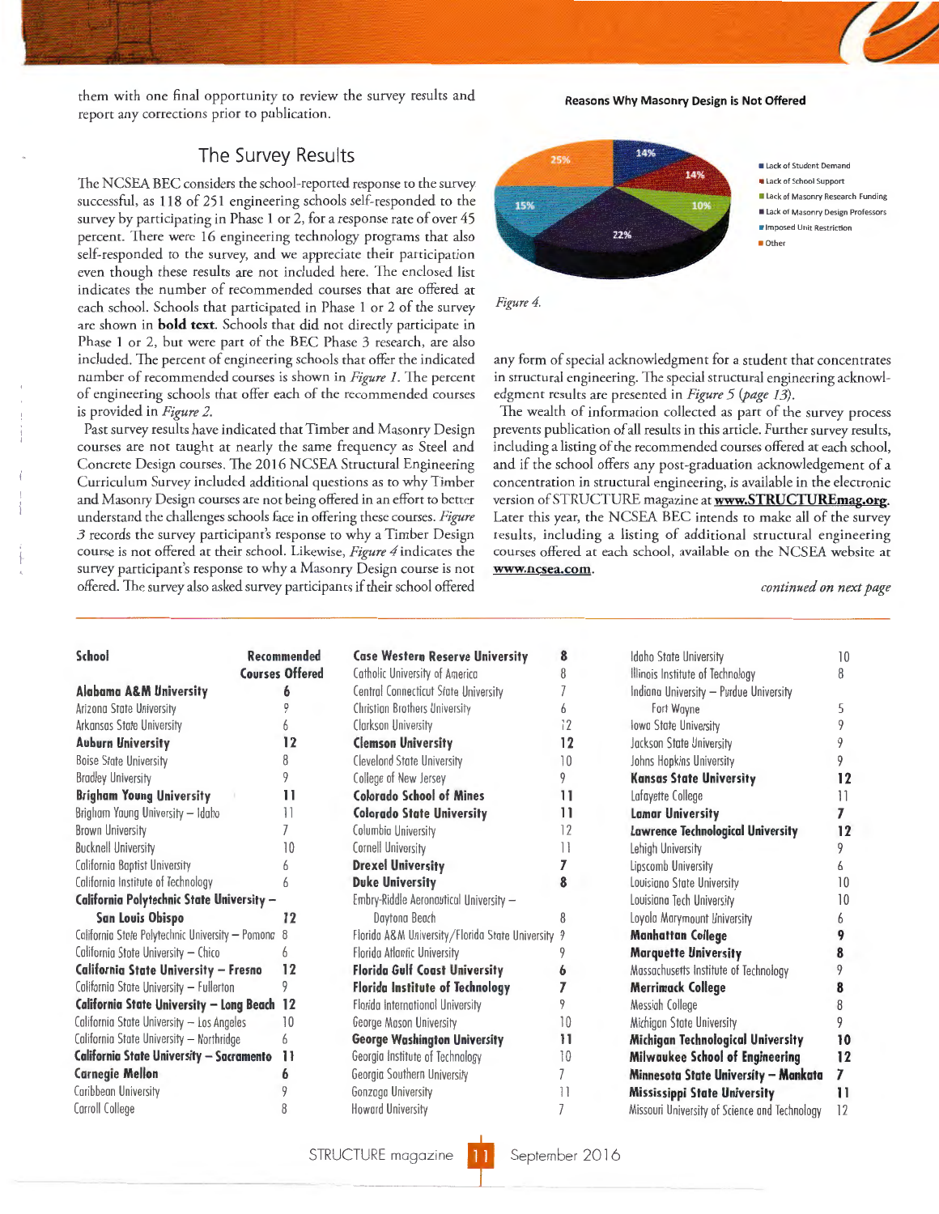them with one final opportunity to review the survey results and report any corrections prior to publication.

## The Survey Results

The NCSEA BEC considers the school-reported response to the survey successful, as 118 of 251 engineering schools self-responded to the survey by participating in Phase 1 or 2, for a response rate of over 45 percent. There were 16 engineering technology programs that also self-responded to the survey, and we appreciate their participation even though these results are not included here. The enclosed list indicates the number of recommended courses that are offered at each school. Schools that participated in Phase 1 or 2 of the survey are shown in **bold text**. Schools that did not directly participate in Phase 1 or 2, but were part of the BEC Phase 3 research, are also included. The percent of engineering schools that offer the indicated number of recommended courses is shown in *Figure 1*. The percent of engineering schools that offer each of the recommended courses is provided in *Figure 2*.

Past survey results have indicated that Timber and Masonry Design courses are not taught at nearly the same frequency as Steel and Concrete Design courses. The 2016 NCSEA Structural Engineering Curriculum Survey included additional questions as to why Timber and Masonry Design courses are not being offered in an effort to better understand the challenges schools face in offering these courses. *Figure 3* records the survey participant's response to why a Timber Design course is not offered at their school. Likewise, *Figure 4* indicates the survey participant's response to why a Masonry Design course is not offered. The survey also asked survey participants if their school offered any form of special acknowledgment for a student that concentrates in structural engineering. The special structural engineering acknowledgment results are presented in *Figure 5 (page 13)*.

**Reasons Why Masonry Design is Not Offered**

| Reason | Percent |
|---|---|
| Lack of Student Demand | 14% |
| Lack of School Support | 14% |
| Lack of Masonry Research Funding | 10% |
| Lack of Masonry Design Professors | 22% |
| Imposed Unit Restriction | 15% |
| Other | 25% |

*Figure 4.*

The wealth of information collected as part of the survey process prevents publication of all results in this article. Further survey results, including a listing of the recommended courses offered at each school, and if the school offers any post-graduation acknowledgement of a concentration in structural engineering, is available in the electronic version of STRUCTURE magazine at **www.STRUCTUREmag.org**. Later this year, the NCSEA BEC intends to make all of the survey results, including a listing of additional structural engineering courses offered at each school, available on the NCSEA website at **www.ncsea.com**.

*continued on next page*

| School | Recommended Courses Offered |
|---|---|
| **Alabama A&M University** | **6** |
| Arizona State University | 9 |
| Arkansas State University | 6 |
| **Auburn University** | **12** |
| Boise State University | 8 |
| Bradley University | 9 |
| **Brigham Young University** | **11** |
| Brigham Young University – Idaho | 11 |
| Brown University | 7 |
| Bucknell University | 10 |
| California Baptist University | 6 |
| California Institute of Technology | 6 |
| **California Polytechnic State University – San Luis Obispo** | **12** |
| California State Polytechnic University – Pomona | 8 |
| California State University – Chico | 6 |
| **California State University – Fresno** | **12** |
| California State University – Fullerton | 9 |
| **California State University – Long Beach** | **12** |
| California State University – Los Angeles | 10 |
| California State University – Northridge | 6 |
| **California State University – Sacramento** | **11** |
| **Carnegie Mellon** | **6** |
| Caribbean University | 9 |
| Carroll College | 8 |
| **Case Western Reserve University** | **8** |
| Catholic University of America | 8 |
| Central Connecticut State University | 7 |
| Christian Brothers University | 6 |
| Clarkson University | 12 |
| **Clemson University** | **12** |
| Cleveland State University | 10 |
| College of New Jersey | 9 |
| **Colorado School of Mines** | **11** |
| **Colorado State University** | **11** |
| Columbia University | 12 |
| Cornell University | 11 |
| **Drexel University** | **7** |
| **Duke University** | **8** |
| Embry-Riddle Aeronautical University – Daytona Beach | 8 |
| Florida A&M University/Florida State University | 9 |
| Florida Atlantic University | 9 |
| **Florida Gulf Coast University** | **6** |
| **Florida Institute of Technology** | **7** |
| Florida International University | 9 |
| George Mason University | 10 |
| **George Washington University** | **11** |
| Georgia Institute of Technology | 10 |
| Georgia Southern University | 7 |
| Gonzaga University | 11 |
| Howard University | 7 |
| Idaho State University | 10 |
| Illinois Institute of Technology | 8 |
| Indiana University – Purdue University Fort Wayne | 5 |
| Iowa State University | 9 |
| Jackson State University | 9 |
| Johns Hopkins University | 9 |
| **Kansas State University** | **12** |
| Lafayette College | 11 |
| **Lamar University** | **7** |
| **Lawrence Technological University** | **12** |
| Lehigh University | 9 |
| Lipscomb University | 6 |
| Louisiana State University | 10 |
| Louisiana Tech University | 10 |
| Loyola Marymount University | 6 |
| **Manhattan College** | **9** |
| **Marquette University** | **8** |
| Massachusetts Institute of Technology | 9 |
| **Merrimack College** | **8** |
| Messiah College | 8 |
| Michigan State University | 9 |
| **Michigan Technological University** | **10** |
| **Milwaukee School of Engineering** | **12** |
| **Minnesota State University – Mankato** | **7** |
| **Mississippi State University** | **11** |
| Missouri University of Science and Technology | 12 |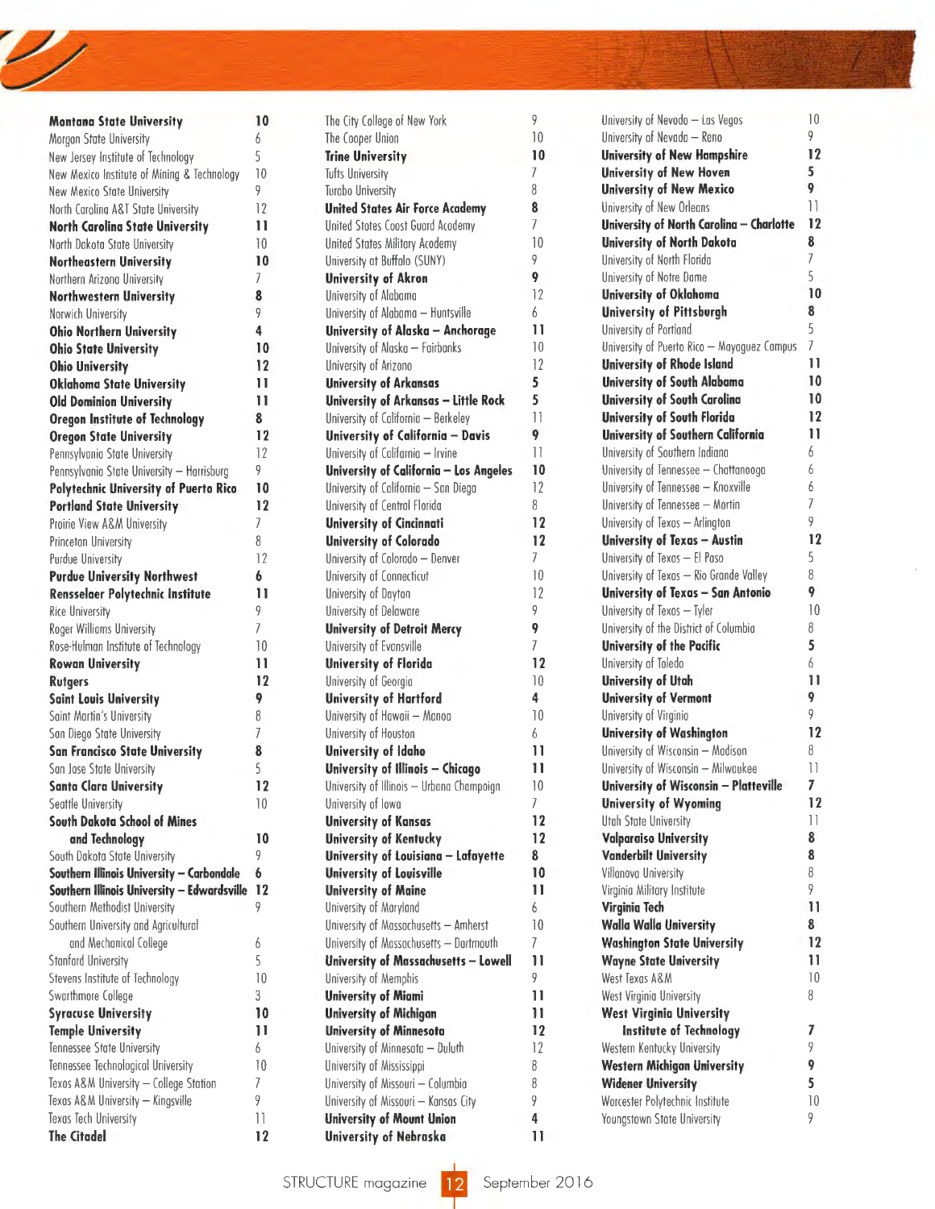| University | Number |
|---|---|
| **Montana State University** | **10** |
| Morgan State University | 6 |
| New Jersey Institute of Technology | 5 |
| New Mexico Institute of Mining & Technology | 10 |
| New Mexico State University | 9 |
| North Carolina A&T State University | 12 |
| **North Carolina State University** | **11** |
| North Dakota State University | 10 |
| **Northeastern University** | **10** |
| Northern Arizona University | 7 |
| **Northwestern University** | **8** |
| Norwich University | 9 |
| **Ohio Northern University** | **4** |
| **Ohio State University** | **10** |
| **Ohio University** | **12** |
| **Oklahoma State University** | **11** |
| **Old Dominion University** | **11** |
| **Oregon Institute of Technology** | **8** |
| **Oregon State University** | **12** |
| Pennsylvania State University | 12 |
| Pennsylvania State University – Harrisburg | 9 |
| **Polytechnic University of Puerto Rico** | **10** |
| **Portland State University** | **12** |
| Prairie View A&M University | 7 |
| Princeton University | 8 |
| Purdue University | 12 |
| **Purdue University Northwest** | **6** |
| **Rensselaer Polytechnic Institute** | **11** |
| Rice University | 9 |
| Roger Williams University | 7 |
| Rose-Hulman Institute of Technology | 10 |
| **Rowan University** | **11** |
| **Rutgers** | **12** |
| **Saint Louis University** | **9** |
| Saint Martin's University | 8 |
| San Diego State University | 7 |
| **San Francisco State University** | **8** |
| San Jose State University | 5 |
| **Santa Clara University** | **12** |
| Seattle University | 10 |
| **South Dakota School of Mines and Technology** | **10** |
| South Dakota State University | 9 |
| **Southern Illinois University – Carbondale** | **6** |
| **Southern Illinois University – Edwardsville** | **12** |
| Southern Methodist University | 9 |
| Southern University and Agricultural and Mechanical College | 6 |
| Stanford University | 5 |
| Stevens Institute of Technology | 10 |
| Swarthmore College | 3 |
| **Syracuse University** | **10** |
| **Temple University** | **11** |
| Tennessee State University | 6 |
| Tennessee Technological University | 10 |
| Texas A&M University – College Station | 7 |
| Texas A&M University – Kingsville | 9 |
| Texas Tech University | 11 |
| **The Citadel** | **12** |
| The City College of New York | 9 |
| The Cooper Union | 10 |
| **Trine University** | **10** |
| Tufts University | 7 |
| Turabo University | 8 |
| **United States Air Force Academy** | **8** |
| United States Coast Guard Academy | 7 |
| United States Military Academy | 10 |
| University at Buffalo (SUNY) | 9 |
| **University of Akron** | **9** |
| University of Alabama | 12 |
| University of Alabama – Huntsville | 6 |
| **University of Alaska – Anchorage** | **11** |
| University of Alaska – Fairbanks | 10 |
| University of Arizona | 12 |
| **University of Arkansas** | **5** |
| **University of Arkansas – Little Rock** | **5** |
| University of California – Berkeley | 11 |
| **University of California – Davis** | **9** |
| University of California – Irvine | 11 |
| **University of California – Los Angeles** | **10** |
| University of California – San Diego | 12 |
| University of Central Florida | 8 |
| **University of Cincinnati** | **12** |
| **University of Colorado** | **12** |
| University of Colorado – Denver | 7 |
| University of Connecticut | 10 |
| University of Dayton | 12 |
| University of Delaware | 9 |
| **University of Detroit Mercy** | **9** |
| University of Evansville | 7 |
| **University of Florida** | **12** |
| University of Georgia | 10 |
| **University of Hartford** | **4** |
| University of Hawaii – Manoa | 10 |
| University of Houston | 6 |
| **University of Idaho** | **11** |
| **University of Illinois – Chicago** | **11** |
| University of Illinois – Urbana Champaign | 10 |
| University of Iowa | 7 |
| **University of Kansas** | **12** |
| **University of Kentucky** | **12** |
| **University of Louisiana – Lafayette** | **8** |
| **University of Louisville** | **10** |
| **University of Maine** | **11** |
| University of Maryland | 6 |
| University of Massachusetts – Amherst | 10 |
| University of Massachusetts – Dartmouth | 7 |
| **University of Massachusetts – Lowell** | **11** |
| University of Memphis | 9 |
| **University of Miami** | **11** |
| **University of Michigan** | **11** |
| **University of Minnesota** | **12** |
| University of Minnesota – Duluth | 12 |
| University of Mississippi | 8 |
| University of Missouri – Columbia | 8 |
| University of Missouri – Kansas City | 9 |
| **University of Mount Union** | **4** |
| **University of Nebraska** | **11** |
| University of Nevada – Las Vegas | 10 |
| University of Nevada – Reno | 9 |
| **University of New Hampshire** | **12** |
| **University of New Haven** | **5** |
| **University of New Mexico** | **9** |
| University of New Orleans | 11 |
| **University of North Carolina – Charlotte** | **12** |
| **University of North Dakota** | **8** |
| University of North Florida | 7 |
| University of Notre Dame | 5 |
| **University of Oklahoma** | **10** |
| **University of Pittsburgh** | **8** |
| University of Portland | 5 |
| University of Puerto Rico – Mayaguez Campus | 7 |
| **University of Rhode Island** | **11** |
| **University of South Alabama** | **10** |
| **University of South Carolina** | **10** |
| **University of South Florida** | **12** |
| **University of Southern California** | **11** |
| University of Southern Indiana | 6 |
| University of Tennessee – Chattanooga | 6 |
| University of Tennessee – Knoxville | 6 |
| University of Tennessee – Martin | 7 |
| University of Texas – Arlington | 9 |
| **University of Texas – Austin** | **12** |
| University of Texas – El Paso | 5 |
| University of Texas – Rio Grande Valley | 8 |
| **University of Texas – San Antonio** | **9** |
| University of Texas – Tyler | 10 |
| University of the District of Columbia | 8 |
| **University of the Pacific** | **5** |
| University of Toledo | 6 |
| **University of Utah** | **11** |
| **University of Vermont** | **9** |
| University of Virginia | 9 |
| **University of Washington** | **12** |
| University of Wisconsin – Madison | 8 |
| University of Wisconsin – Milwaukee | 11 |
| **University of Wisconsin – Platteville** | **7** |
| **University of Wyoming** | **12** |
| Utah State University | 11 |
| **Valparaiso University** | **8** |
| **Vanderbilt University** | **8** |
| Villanova University | 8 |
| Virginia Military Institute | 9 |
| **Virginia Tech** | **11** |
| **Walla Walla University** | **8** |
| **Washington State University** | **12** |
| **Wayne State University** | **11** |
| West Texas A&M | 10 |
| West Virginia University | 8 |
| **West Virginia University Institute of Technology** | **7** |
| Western Kentucky University | 9 |
| **Western Michigan University** | **9** |
| **Widener University** | **5** |
| Worcester Polytechnic Institute | 10 |
| Youngstown State University | 9 |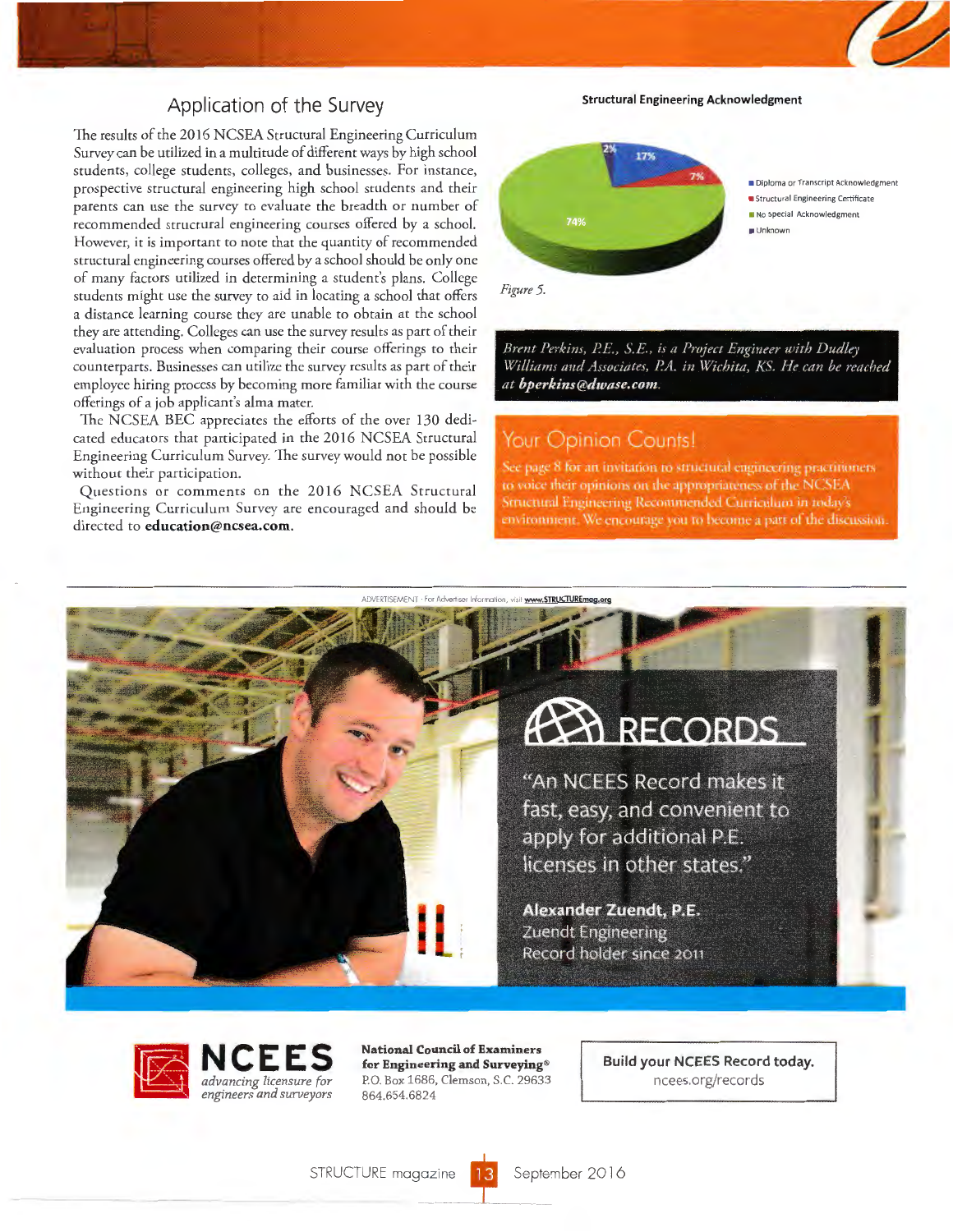## Application of the Survey

The results of the 2016 NCSEA Structural Engineering Curriculum Survey can be utilized in a multitude of different ways by high school students, college students, colleges, and businesses. For instance, prospective structural engineering high school students and their parents can use the survey to evaluate the breadth or number of recommended structural engineering courses offered by a school. However, it is important to note that the quantity of recommended structural engineering courses offered by a school should be only one of many factors utilized in determining a student's plans. College students might use the survey to aid in locating a school that offers a distance learning course they are unable to obtain at the school they are attending. Colleges can use the survey results as part of their evaluation process when comparing their course offerings to their counterparts. Businesses can utilize the survey results as part of their employee hiring process by becoming more familiar with the course offerings of a job applicant's alma mater.

The NCSEA BEC appreciates the efforts of the over 130 dedicated educators that participated in the 2016 NCSEA Structural Engineering Curriculum Survey. The survey would not be possible without their participation.

Questions or comments on the 2016 NCSEA Structural Engineering Curriculum Survey are encouraged and should be directed to **education@ncsea.com**.

**Structural Engineering Acknowledgment**

2%
17%
7%
74%

Diploma or Transcript Acknowledgment
Structural Engineering Certificate
No Special Acknowledgment
Unknown

*Figure 5.*

*Brent Perkins, P.E., S.E., is a Project Engineer with Dudley Williams and Associates, P.A. in Wichita, KS. He can be reached at* ***bperkins@dwase.com****.*

## Your Opinion Counts!

See page 8 for an invitation to structural engineering practitioners to voice their opinions on the appropriateness of the NCSEA Structural Engineering Recommended Curriculum in today's environment. We encourage you to become a part of the discussion.

ADVERTISEMENT - For Advertiser Information, visit **www.STRUCTUREmag.org**

RECORDS

"An NCEES Record makes it fast, easy, and convenient to apply for additional P.E. licenses in other states."

**Alexander Zuendt, P.E.**
Zuendt Engineering
Record holder since 2011

**NCEES**
*advancing licensure for engineers and surveyors*

**National Council of Examiners for Engineering and Surveying®**
P.O. Box 1686, Clemson, S.C. 29633
864.654.6824

**Build your NCEES Record today.**
ncees.org/records